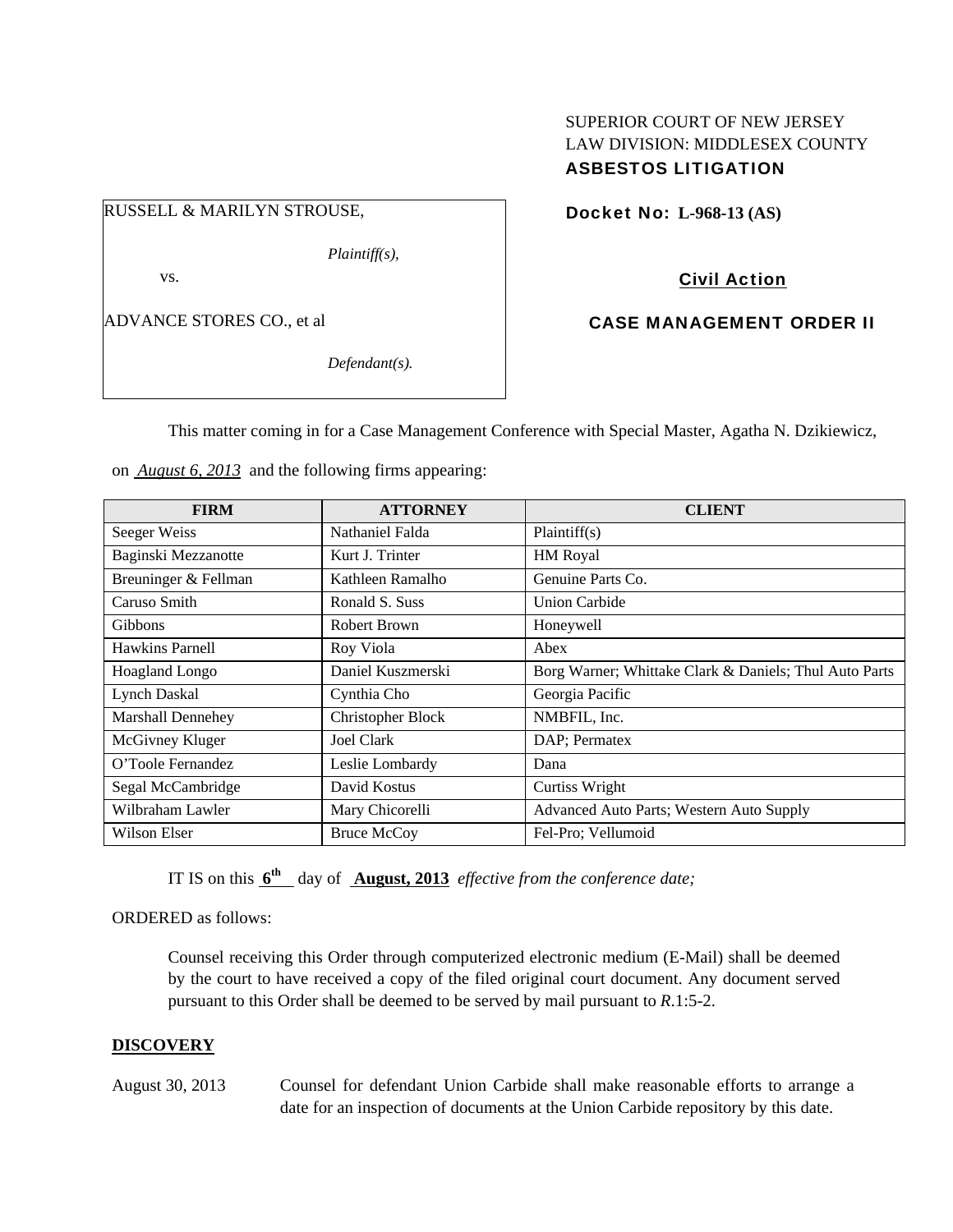SUPERIOR COURT OF NEW JERSEY
LAW DIVISION: MIDDLESEX COUNTY
**ASBESTOS LITIGATION**

RUSSELL & MARILYN STROUSE,

*Plaintiff(s),*

vs.

ADVANCE STORES CO., et al

*Defendant(s).*

**Docket No: L-968-13 (AS)**

**Civil Action**

**CASE MANAGEMENT ORDER II**

This matter coming in for a Case Management Conference with Special Master, Agatha N. Dzikiewicz, on *August 6, 2013* and the following firms appearing:

| FIRM | ATTORNEY | CLIENT |
|---|---|---|
| Seeger Weiss | Nathaniel Falda | Plaintiff(s) |
| Baginski Mezzanotte | Kurt J. Trinter | HM Royal |
| Breuninger & Fellman | Kathleen Ramalho | Genuine Parts Co. |
| Caruso Smith | Ronald S. Suss | Union Carbide |
| Gibbons | Robert Brown | Honeywell |
| Hawkins Parnell | Roy Viola | Abex |
| Hoagland Longo | Daniel Kuszmerski | Borg Warner; Whittake Clark & Daniels; Thul Auto Parts |
| Lynch Daskal | Cynthia Cho | Georgia Pacific |
| Marshall Dennehey | Christopher Block | NMBFIL, Inc. |
| McGivney Kluger | Joel Clark | DAP; Permatex |
| O'Toole Fernandez | Leslie Lombardy | Dana |
| Segal McCambridge | David Kostus | Curtiss Wright |
| Wilbraham Lawler | Mary Chicorelli | Advanced Auto Parts; Western Auto Supply |
| Wilson Elser | Bruce McCoy | Fel-Pro; Vellumoid |

IT IS on this **6th** day of **August, 2013** *effective from the conference date;*

ORDERED as follows:

Counsel receiving this Order through computerized electronic medium (E-Mail) shall be deemed by the court to have received a copy of the filed original court document. Any document served pursuant to this Order shall be deemed to be served by mail pursuant to *R*.1:5-2.

## DISCOVERY

August 30, 2013 Counsel for defendant Union Carbide shall make reasonable efforts to arrange a date for an inspection of documents at the Union Carbide repository by this date.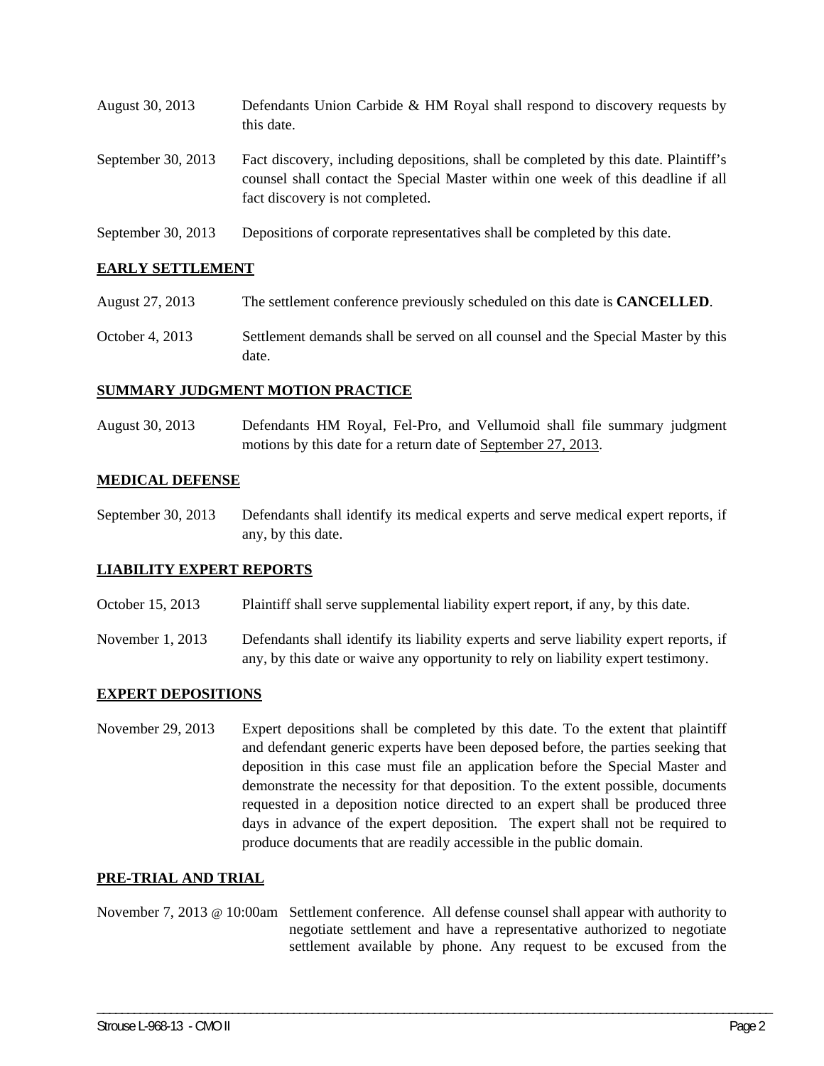| | |
|---|---|
| August 30, 2013 | Defendants Union Carbide & HM Royal shall respond to discovery requests by this date. |
| September 30, 2013 | Fact discovery, including depositions, shall be completed by this date. Plaintiff's counsel shall contact the Special Master within one week of this deadline if all fact discovery is not completed. |
| September 30, 2013 | Depositions of corporate representatives shall be completed by this date. |

## EARLY SETTLEMENT

| | |
|---|---|
| August 27, 2013 | The settlement conference previously scheduled on this date is **CANCELLED**. |
| October 4, 2013 | Settlement demands shall be served on all counsel and the Special Master by this date. |

## SUMMARY JUDGMENT MOTION PRACTICE

| | |
|---|---|
| August 30, 2013 | Defendants HM Royal, Fel-Pro, and Vellumoid shall file summary judgment motions by this date for a return date of September 27, 2013. |

## MEDICAL DEFENSE

| | |
|---|---|
| September 30, 2013 | Defendants shall identify its medical experts and serve medical expert reports, if any, by this date. |

## LIABILITY EXPERT REPORTS

| | |
|---|---|
| October 15, 2013 | Plaintiff shall serve supplemental liability expert report, if any, by this date. |
| November 1, 2013 | Defendants shall identify its liability experts and serve liability expert reports, if any, by this date or waive any opportunity to rely on liability expert testimony. |

## EXPERT DEPOSITIONS

| | |
|---|---|
| November 29, 2013 | Expert depositions shall be completed by this date. To the extent that plaintiff and defendant generic experts have been deposed before, the parties seeking that deposition in this case must file an application before the Special Master and demonstrate the necessity for that deposition. To the extent possible, documents requested in a deposition notice directed to an expert shall be produced three days in advance of the expert deposition. The expert shall not be required to produce documents that are readily accessible in the public domain. |

## PRE-TRIAL AND TRIAL

| | |
|---|---|
| November 7, 2013 @ 10:00am | Settlement conference. All defense counsel shall appear with authority to negotiate settlement and have a representative authorized to negotiate settlement available by phone. Any request to be excused from the |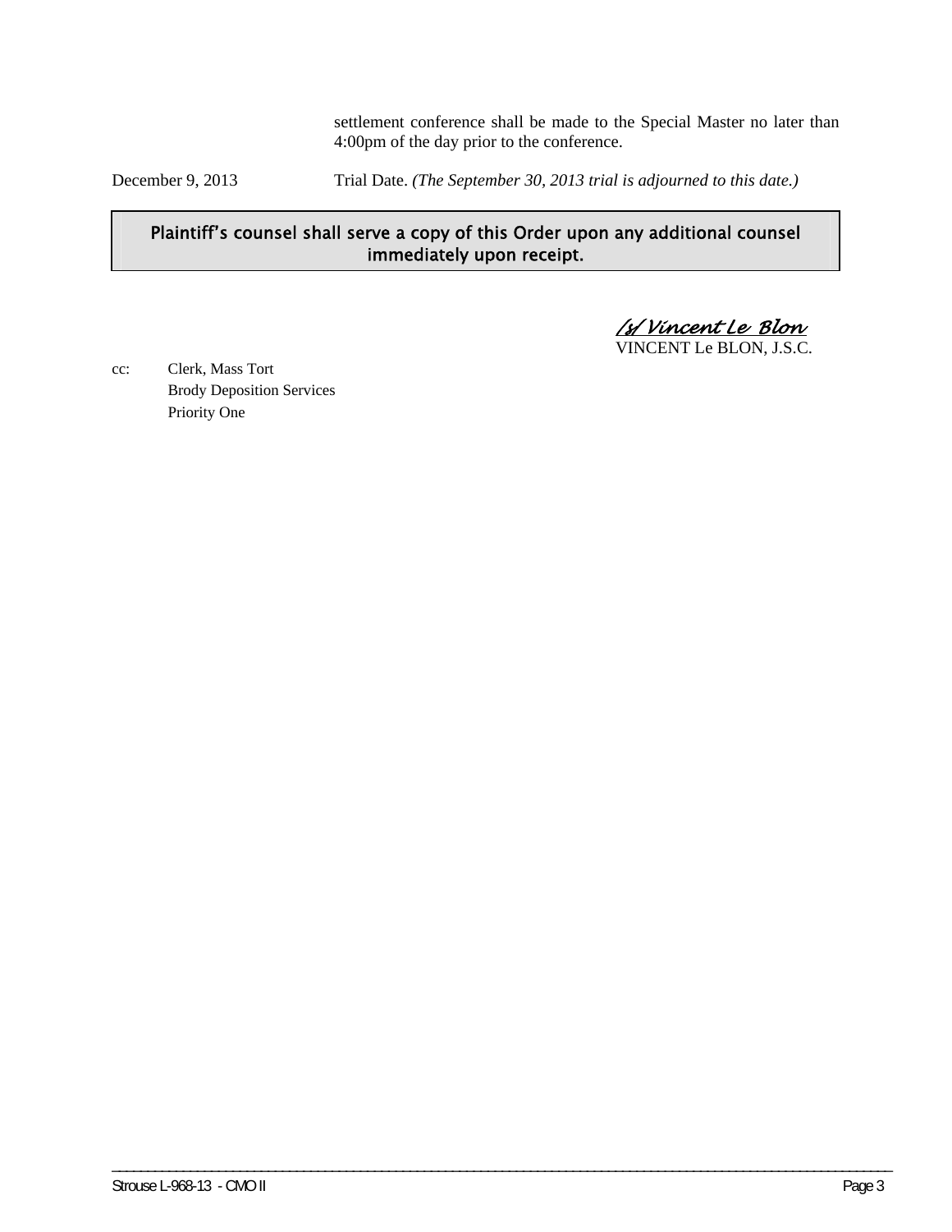| | |
|---|---|
| | settlement conference shall be made to the Special Master no later than 4:00pm of the day prior to the conference. |
| December 9, 2013 | Trial Date. *(The September 30, 2013 trial is adjourned to this date.)* |

**Plaintiff's counsel shall serve a copy of this Order upon any additional counsel immediately upon receipt.**

*/s/ Vincent Le Blon*
VINCENT Le BLON, J.S.C.

cc: Clerk, Mass Tort
Brody Deposition Services
Priority One